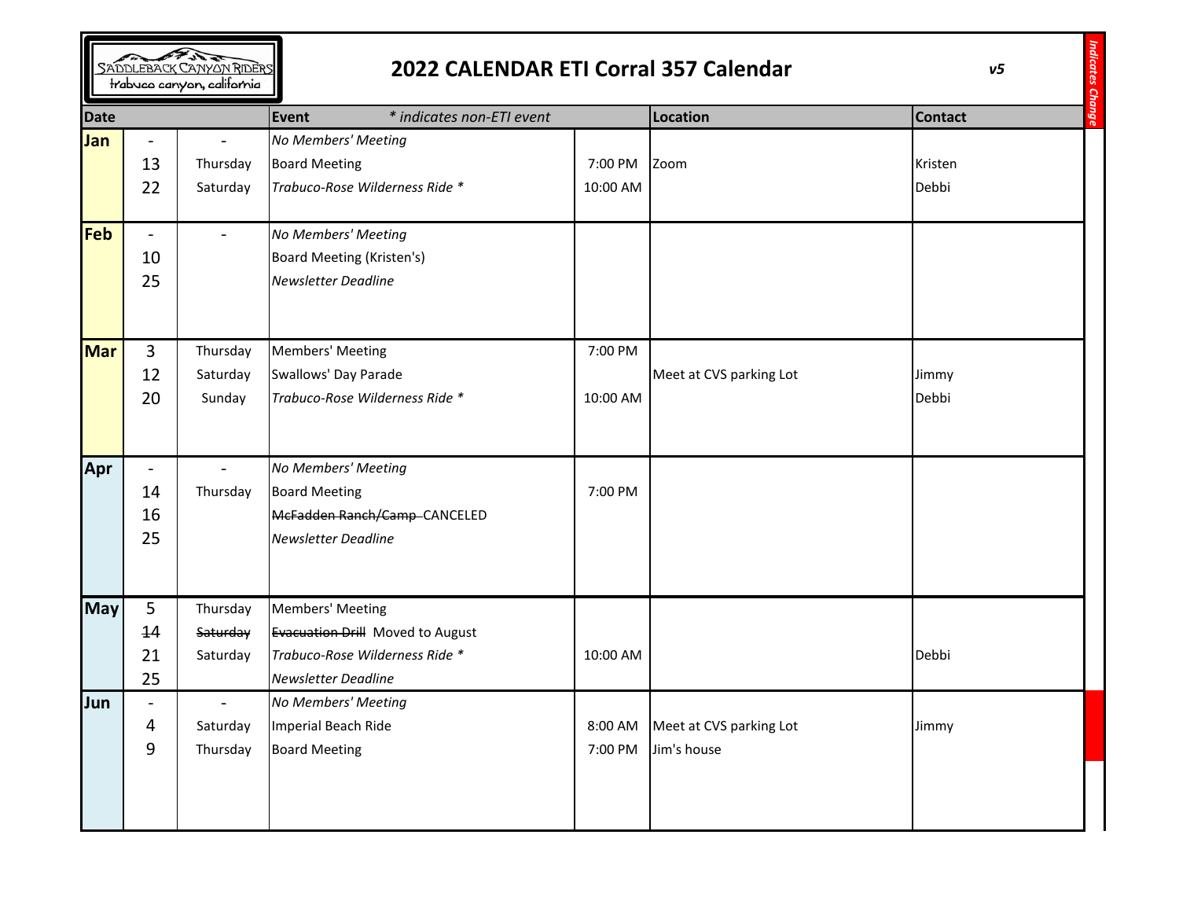SADDLEBACK CANYON RIDERS
trabuco canyon, california

# 2022 CALENDAR ETI Corral 357 Calendar

*v5*

*Indicates Change*

| Date | | | Event *\* indicates non-ETI event* | | Location | Contact |
|---|---|---|---|---|---|---|
| **Jan** | - | - | *No Members' Meeting* | | | |
| | 13 | Thursday | Board Meeting | 7:00 PM | Zoom | Kristen |
| | 22 | Saturday | *Trabuco-Rose Wilderness Ride \** | 10:00 AM | | Debbi |
| **Feb** | - | - | *No Members' Meeting* | | | |
| | 10 | | Board Meeting (Kristen's) | | | |
| | 25 | | *Newsletter Deadline* | | | |
| **Mar** | 3 | Thursday | Members' Meeting | 7:00 PM | | |
| | 12 | Saturday | Swallows' Day Parade | | Meet at CVS parking Lot | Jimmy |
| | 20 | Sunday | *Trabuco-Rose Wilderness Ride \** | 10:00 AM | | Debbi |
| **Apr** | - | - | *No Members' Meeting* | | | |
| | 14 | Thursday | Board Meeting | 7:00 PM | | |
| | 16 | | ~~McFadden Ranch/Camp~~ CANCELED | | | |
| | 25 | | *Newsletter Deadline* | | | |
| **May** | 5 | Thursday | Members' Meeting | | | |
| | ~~14~~ | ~~Saturday~~ | ~~Evacuation Drill~~ Moved to August | | | |
| | 21 | Saturday | *Trabuco-Rose Wilderness Ride \** | 10:00 AM | | Debbi |
| | 25 | | *Newsletter Deadline* | | | |
| **Jun** | - | - | *No Members' Meeting* | | | |
| | 4 | Saturday | Imperial Beach Ride | 8:00 AM | Meet at CVS parking Lot | Jimmy |
| | 9 | Thursday | Board Meeting | 7:00 PM | Jim's house | |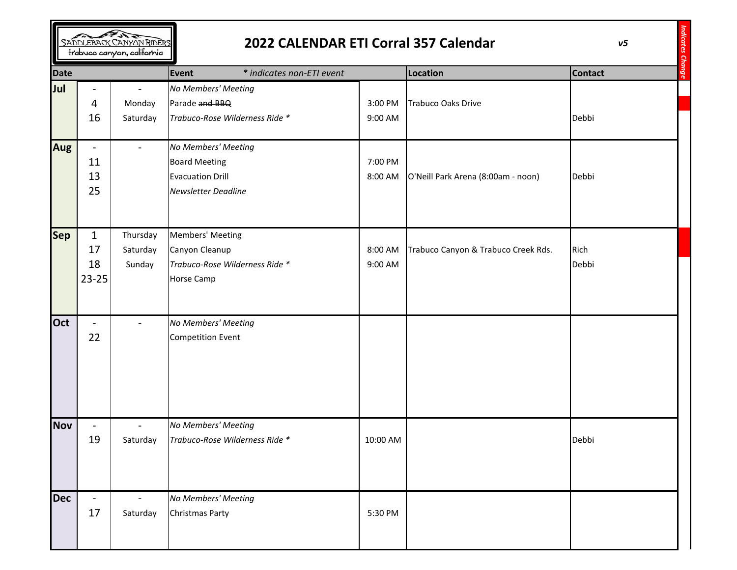SADDLEBACK CANYON RIDERS
trabuco canyon, california

# 2022 CALENDAR ETI Corral 357 Calendar

*v5*

*Indicates Change*

| Date | | | Event *\* indicates non-ETI event* | | Location | Contact |
|---|---|---|---|---|---|---|
| **Jul** | - | - | *No Members' Meeting* | | | |
| | 4 | Monday | Parade ~~and BBQ~~ | 3:00 PM | Trabuco Oaks Drive | |
| | 16 | Saturday | *Trabuco-Rose Wilderness Ride \** | 9:00 AM | | Debbi |
| **Aug** | - | - | *No Members' Meeting* | | | |
| | 11 | | Board Meeting | 7:00 PM | | |
| | 13 | | Evacuation Drill | 8:00 AM | O'Neill Park Arena (8:00am - noon) | Debbi |
| | 25 | | *Newsletter Deadline* | | | |
| **Sep** | 1 | Thursday | Members' Meeting | | | |
| | 17 | Saturday | Canyon Cleanup | 8:00 AM | Trabuco Canyon & Trabuco Creek Rds. | Rich |
| | 18 | Sunday | *Trabuco-Rose Wilderness Ride \** | 9:00 AM | | Debbi |
| | 23-25 | | Horse Camp | | | |
| **Oct** | - | - | *No Members' Meeting* | | | |
| | 22 | | Competition Event | | | |
| **Nov** | - | - | *No Members' Meeting* | | | |
| | 19 | Saturday | *Trabuco-Rose Wilderness Ride \** | 10:00 AM | | Debbi |
| **Dec** | - | - | *No Members' Meeting* | | | |
| | 17 | Saturday | Christmas Party | 5:30 PM | | |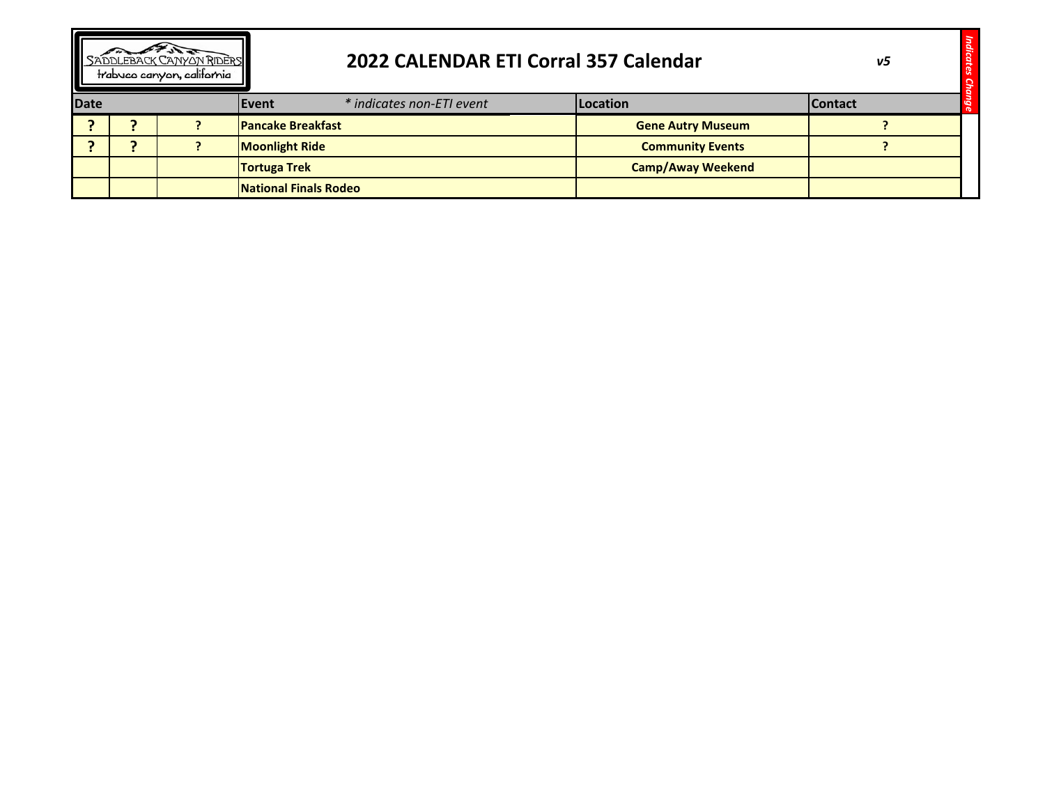SADDLEBACK CANYON RIDERS
trabuco canyon, california

# 2022 CALENDAR ETI Corral 357 Calendar

*v5*

*Indicates Change*

| Date | | | Event *\* indicates non-ETI event* | Location | Contact |
|---|---|---|---|---|---|
| **?** | **?** | **?** | **Pancake Breakfast** | **Gene Autry Museum** | **?** |
| **?** | **?** | **?** | **Moonlight Ride** | **Community Events** | **?** |
| | | | **Tortuga Trek** | **Camp/Away Weekend** | |
| | | | **National Finals Rodeo** | | |